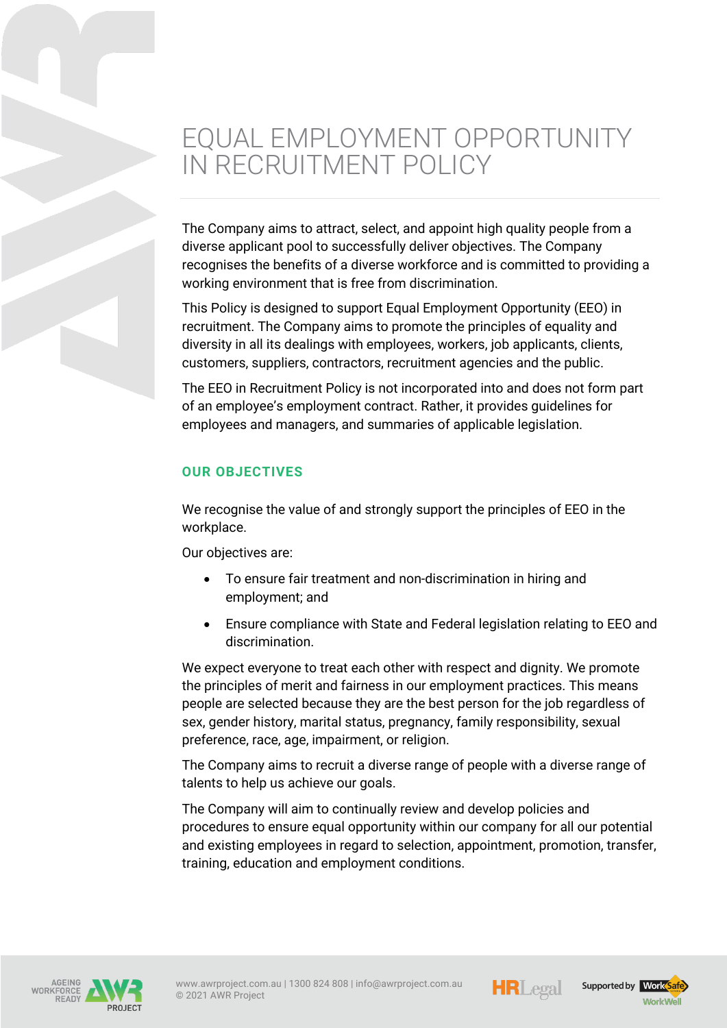# EQUAL EMPLOYMENT OPPORTUNITY IN RECRUITMENT POLICY

The Company aims to attract, select, and appoint high quality people from a diverse applicant pool to successfully deliver objectives. The Company recognises the benefits of a diverse workforce and is committed to providing a working environment that is free from discrimination.

This Policy is designed to support Equal Employment Opportunity (EEO) in recruitment. The Company aims to promote the principles of equality and diversity in all its dealings with employees, workers, job applicants, clients, customers, suppliers, contractors, recruitment agencies and the public.

The EEO in Recruitment Policy is not incorporated into and does not form part of an employee's employment contract. Rather, it provides guidelines for employees and managers, and summaries of applicable legislation.

## OUR OBJECTIVES

We recognise the value of and strongly support the principles of EEO in the workplace.

Our objectives are:

- To ensure fair treatment and non-discrimination in hiring and employment; and
- Ensure compliance with State and Federal legislation relating to EEO and discrimination.

We expect everyone to treat each other with respect and dignity. We promote the principles of merit and fairness in our employment practices. This means people are selected because they are the best person for the job regardless of sex, gender history, marital status, pregnancy, family responsibility, sexual preference, race, age, impairment, or religion.

The Company aims to recruit a diverse range of people with a diverse range of talents to help us achieve our goals.

The Company will aim to continually review and develop policies and procedures to ensure equal opportunity within our company for all our potential and existing employees in regard to selection, appointment, promotion, transfer, training, education and employment conditions.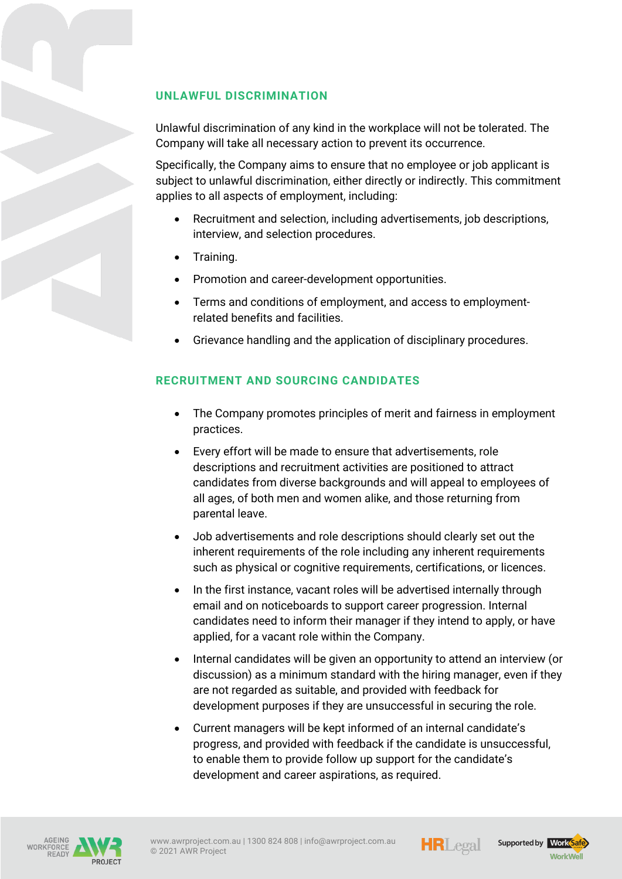## UNLAWFUL DISCRIMINATION

Unlawful discrimination of any kind in the workplace will not be tolerated. The Company will take all necessary action to prevent its occurrence.

Specifically, the Company aims to ensure that no employee or job applicant is subject to unlawful discrimination, either directly or indirectly. This commitment applies to all aspects of employment, including:

- Recruitment and selection, including advertisements, job descriptions, interview, and selection procedures.
- Training.
- Promotion and career-development opportunities.
- Terms and conditions of employment, and access to employment-related benefits and facilities.
- Grievance handling and the application of disciplinary procedures.

## RECRUITMENT AND SOURCING CANDIDATES

- The Company promotes principles of merit and fairness in employment practices.
- Every effort will be made to ensure that advertisements, role descriptions and recruitment activities are positioned to attract candidates from diverse backgrounds and will appeal to employees of all ages, of both men and women alike, and those returning from parental leave.
- Job advertisements and role descriptions should clearly set out the inherent requirements of the role including any inherent requirements such as physical or cognitive requirements, certifications, or licences.
- In the first instance, vacant roles will be advertised internally through email and on noticeboards to support career progression. Internal candidates need to inform their manager if they intend to apply, or have applied, for a vacant role within the Company.
- Internal candidates will be given an opportunity to attend an interview (or discussion) as a minimum standard with the hiring manager, even if they are not regarded as suitable, and provided with feedback for development purposes if they are unsuccessful in securing the role.
- Current managers will be kept informed of an internal candidate's progress, and provided with feedback if the candidate is unsuccessful, to enable them to provide follow up support for the candidate's development and career aspirations, as required.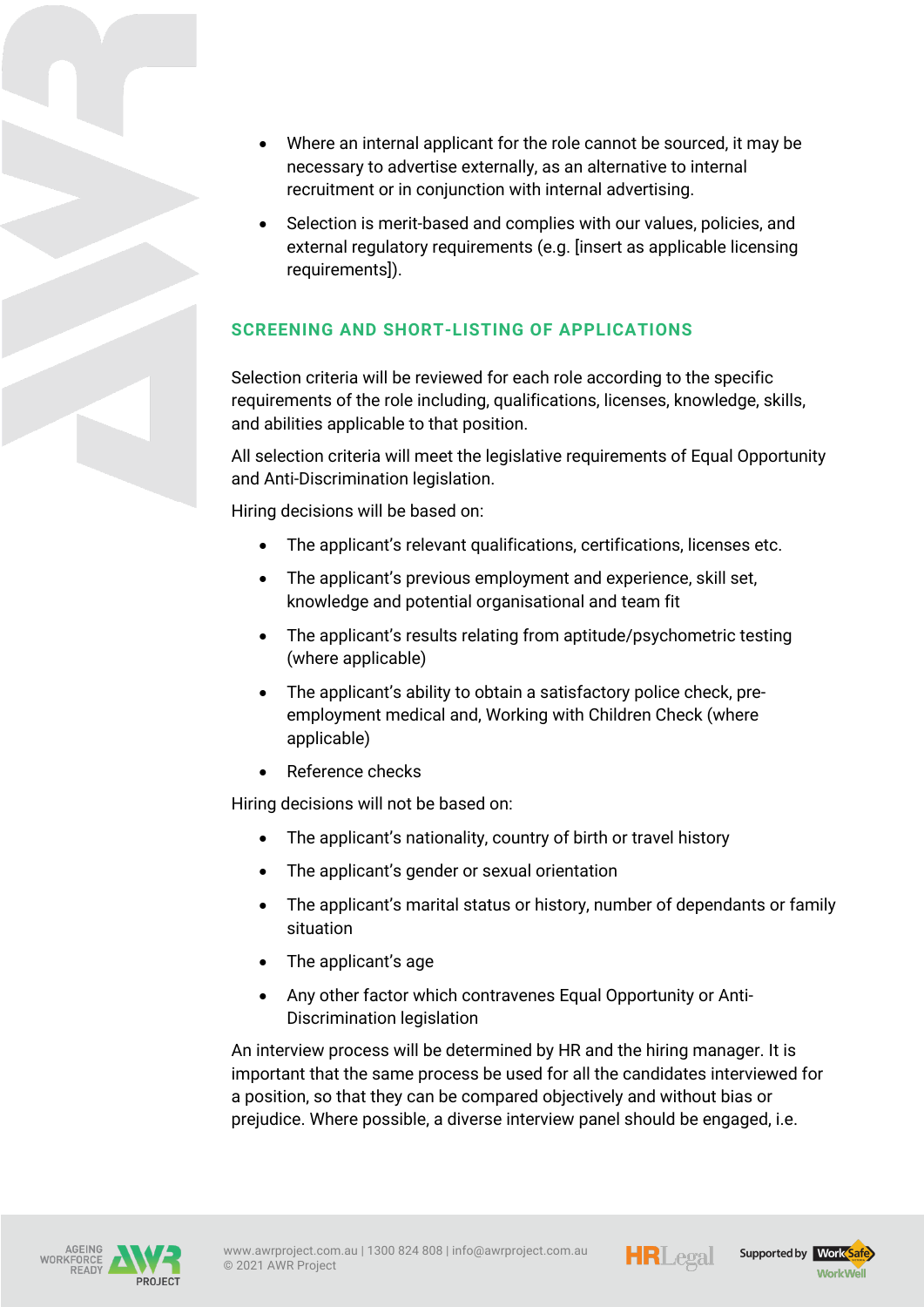- Where an internal applicant for the role cannot be sourced, it may be necessary to advertise externally, as an alternative to internal recruitment or in conjunction with internal advertising.
- Selection is merit-based and complies with our values, policies, and external regulatory requirements (e.g. [insert as applicable licensing requirements]).

## SCREENING AND SHORT-LISTING OF APPLICATIONS

Selection criteria will be reviewed for each role according to the specific requirements of the role including, qualifications, licenses, knowledge, skills, and abilities applicable to that position.

All selection criteria will meet the legislative requirements of Equal Opportunity and Anti-Discrimination legislation.

Hiring decisions will be based on:

- The applicant's relevant qualifications, certifications, licenses etc.
- The applicant's previous employment and experience, skill set, knowledge and potential organisational and team fit
- The applicant's results relating from aptitude/psychometric testing (where applicable)
- The applicant's ability to obtain a satisfactory police check, pre-employment medical and, Working with Children Check (where applicable)
- Reference checks

Hiring decisions will not be based on:

- The applicant's nationality, country of birth or travel history
- The applicant's gender or sexual orientation
- The applicant's marital status or history, number of dependants or family situation
- The applicant's age
- Any other factor which contravenes Equal Opportunity or Anti-Discrimination legislation

An interview process will be determined by HR and the hiring manager. It is important that the same process be used for all the candidates interviewed for a position, so that they can be compared objectively and without bias or prejudice. Where possible, a diverse interview panel should be engaged, i.e.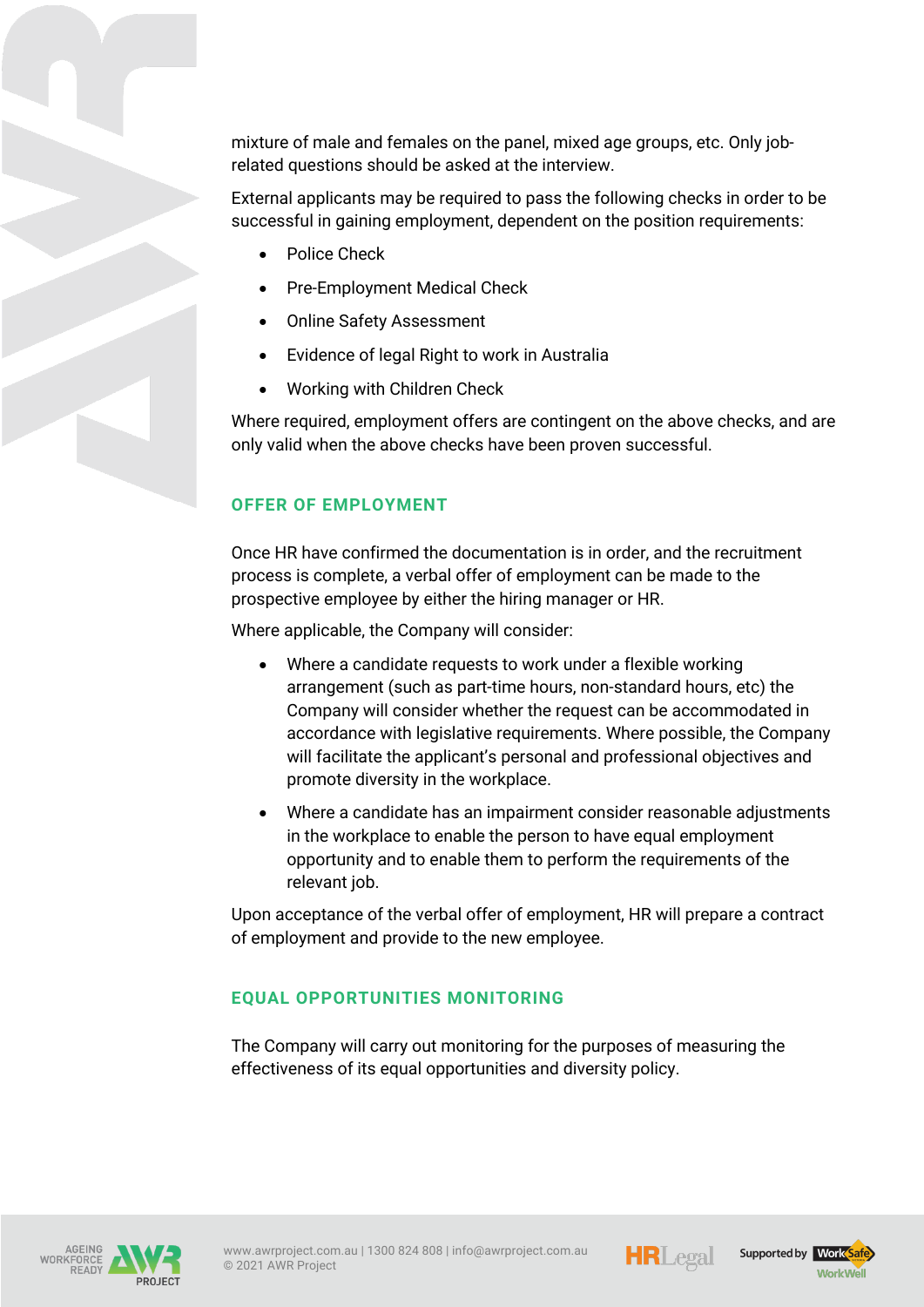mixture of male and females on the panel, mixed age groups, etc. Only job-related questions should be asked at the interview.

External applicants may be required to pass the following checks in order to be successful in gaining employment, dependent on the position requirements:

- Police Check
- Pre-Employment Medical Check
- Online Safety Assessment
- Evidence of legal Right to work in Australia
- Working with Children Check

Where required, employment offers are contingent on the above checks, and are only valid when the above checks have been proven successful.

## OFFER OF EMPLOYMENT

Once HR have confirmed the documentation is in order, and the recruitment process is complete, a verbal offer of employment can be made to the prospective employee by either the hiring manager or HR.

Where applicable, the Company will consider:

- Where a candidate requests to work under a flexible working arrangement (such as part-time hours, non-standard hours, etc) the Company will consider whether the request can be accommodated in accordance with legislative requirements. Where possible, the Company will facilitate the applicant's personal and professional objectives and promote diversity in the workplace.
- Where a candidate has an impairment consider reasonable adjustments in the workplace to enable the person to have equal employment opportunity and to enable them to perform the requirements of the relevant job.

Upon acceptance of the verbal offer of employment, HR will prepare a contract of employment and provide to the new employee.

## EQUAL OPPORTUNITIES MONITORING

The Company will carry out monitoring for the purposes of measuring the effectiveness of its equal opportunities and diversity policy.